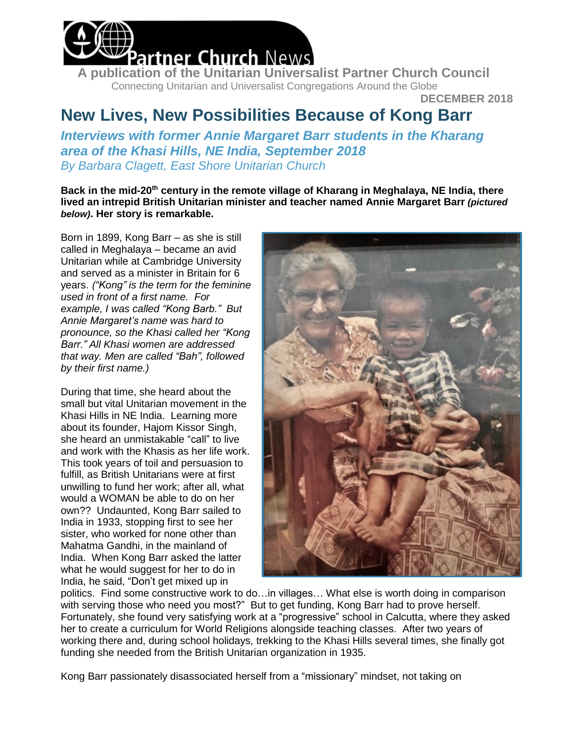Partner Church News

**A publication of the Unitarian Universalist Partner Church Council**

Connecting Unitarian and Universalist Congregations Around the Globe

**DECEMBER 2018**

# New Lives, New Possibilities Because of Kong Barr

## *Interviews with former Annie Margaret Barr students in the Kharang area of the Khasi Hills, NE India, September 2018*

*By Barbara Clagett, East Shore Unitarian Church*

**Back in the mid-20th century in the remote village of Kharang in Meghalaya, NE India, there lived an intrepid British Unitarian minister and teacher named Annie Margaret Barr *(pictured below)*. Her story is remarkable.**

Born in 1899, Kong Barr – as she is still called in Meghalaya – became an avid Unitarian while at Cambridge University and served as a minister in Britain for 6 years. *("Kong" is the term for the feminine used in front of a first name. For example, I was called "Kong Barb." But Annie Margaret's name was hard to pronounce, so the Khasi called her "Kong Barr." All Khasi women are addressed that way. Men are called "Bah", followed by their first name.)*

During that time, she heard about the small but vital Unitarian movement in the Khasi Hills in NE India. Learning more about its founder, Hajom Kissor Singh, she heard an unmistakable "call" to live and work with the Khasis as her life work. This took years of toil and persuasion to fulfill, as British Unitarians were at first unwilling to fund her work; after all, what would a WOMAN be able to do on her own?? Undaunted, Kong Barr sailed to India in 1933, stopping first to see her sister, who worked for none other than Mahatma Gandhi, in the mainland of India. When Kong Barr asked the latter what he would suggest for her to do in India, he said, "Don't get mixed up in politics. Find some constructive work to do…in villages… What else is worth doing in comparison with serving those who need you most?" But to get funding, Kong Barr had to prove herself. Fortunately, she found very satisfying work at a "progressive" school in Calcutta, where they asked her to create a curriculum for World Religions alongside teaching classes. After two years of working there and, during school holidays, trekking to the Khasi Hills several times, she finally got funding she needed from the British Unitarian organization in 1935.

Kong Barr passionately disassociated herself from a "missionary" mindset, not taking on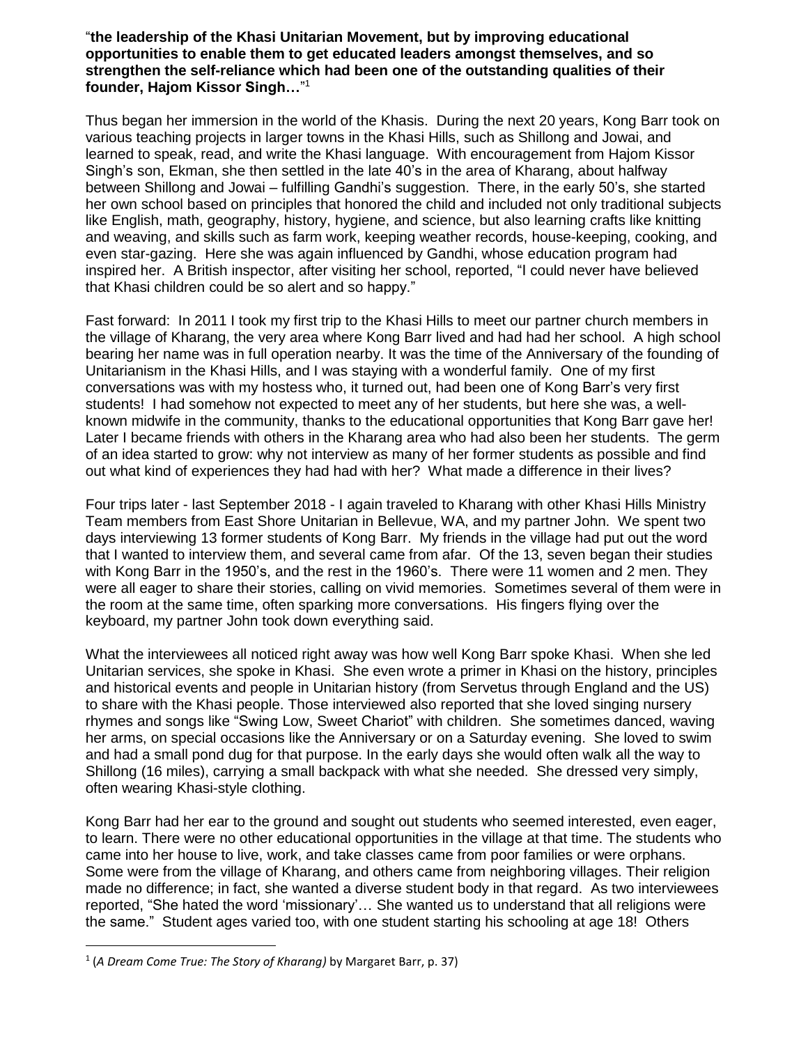"**the leadership of the Khasi Unitarian Movement, but by improving educational opportunities to enable them to get educated leaders amongst themselves, and so strengthen the self-reliance which had been one of the outstanding qualities of their founder, Hajom Kissor Singh…**"[1]

Thus began her immersion in the world of the Khasis. During the next 20 years, Kong Barr took on various teaching projects in larger towns in the Khasi Hills, such as Shillong and Jowai, and learned to speak, read, and write the Khasi language. With encouragement from Hajom Kissor Singh's son, Ekman, she then settled in the late 40's in the area of Kharang, about halfway between Shillong and Jowai – fulfilling Gandhi's suggestion. There, in the early 50's, she started her own school based on principles that honored the child and included not only traditional subjects like English, math, geography, history, hygiene, and science, but also learning crafts like knitting and weaving, and skills such as farm work, keeping weather records, house-keeping, cooking, and even star-gazing. Here she was again influenced by Gandhi, whose education program had inspired her. A British inspector, after visiting her school, reported, "I could never have believed that Khasi children could be so alert and so happy."

Fast forward: In 2011 I took my first trip to the Khasi Hills to meet our partner church members in the village of Kharang, the very area where Kong Barr lived and had had her school. A high school bearing her name was in full operation nearby. It was the time of the Anniversary of the founding of Unitarianism in the Khasi Hills, and I was staying with a wonderful family. One of my first conversations was with my hostess who, it turned out, had been one of Kong Barr's very first students! I had somehow not expected to meet any of her students, but here she was, a well-known midwife in the community, thanks to the educational opportunities that Kong Barr gave her! Later I became friends with others in the Kharang area who had also been her students. The germ of an idea started to grow: why not interview as many of her former students as possible and find out what kind of experiences they had had with her? What made a difference in their lives?

Four trips later - last September 2018 - I again traveled to Kharang with other Khasi Hills Ministry Team members from East Shore Unitarian in Bellevue, WA, and my partner John. We spent two days interviewing 13 former students of Kong Barr. My friends in the village had put out the word that I wanted to interview them, and several came from afar. Of the 13, seven began their studies with Kong Barr in the 1950's, and the rest in the 1960's. There were 11 women and 2 men. They were all eager to share their stories, calling on vivid memories. Sometimes several of them were in the room at the same time, often sparking more conversations. His fingers flying over the keyboard, my partner John took down everything said.

What the interviewees all noticed right away was how well Kong Barr spoke Khasi. When she led Unitarian services, she spoke in Khasi. She even wrote a primer in Khasi on the history, principles and historical events and people in Unitarian history (from Servetus through England and the US) to share with the Khasi people. Those interviewed also reported that she loved singing nursery rhymes and songs like "Swing Low, Sweet Chariot" with children. She sometimes danced, waving her arms, on special occasions like the Anniversary or on a Saturday evening. She loved to swim and had a small pond dug for that purpose. In the early days she would often walk all the way to Shillong (16 miles), carrying a small backpack with what she needed. She dressed very simply, often wearing Khasi-style clothing.

Kong Barr had her ear to the ground and sought out students who seemed interested, even eager, to learn. There were no other educational opportunities in the village at that time. The students who came into her house to live, work, and take classes came from poor families or were orphans. Some were from the village of Kharang, and others came from neighboring villages. Their religion made no difference; in fact, she wanted a diverse student body in that regard. As two interviewees reported, "She hated the word 'missionary'… She wanted us to understand that all religions were the same." Student ages varied too, with one student starting his schooling at age 18! Others

---

[1] (*A Dream Come True: The Story of Kharang)* by Margaret Barr, p. 37)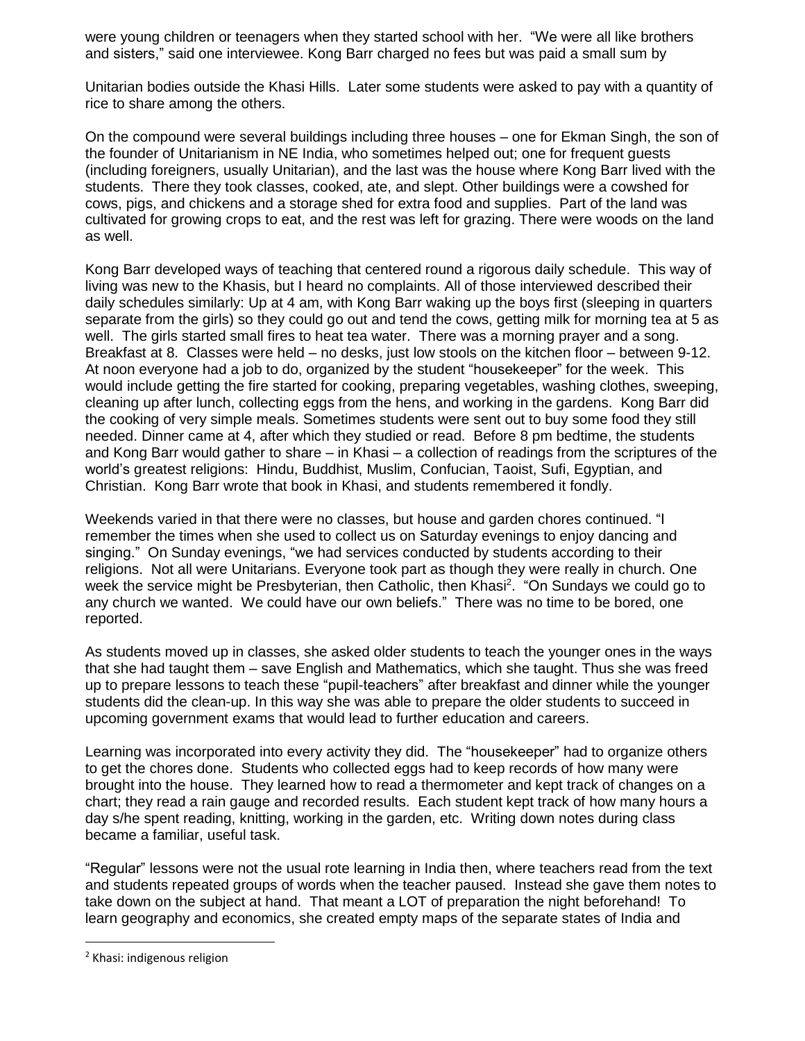were young children or teenagers when they started school with her. "We were all like brothers and sisters," said one interviewee. Kong Barr charged no fees but was paid a small sum by

Unitarian bodies outside the Khasi Hills. Later some students were asked to pay with a quantity of rice to share among the others.

On the compound were several buildings including three houses – one for Ekman Singh, the son of the founder of Unitarianism in NE India, who sometimes helped out; one for frequent guests (including foreigners, usually Unitarian), and the last was the house where Kong Barr lived with the students. There they took classes, cooked, ate, and slept. Other buildings were a cowshed for cows, pigs, and chickens and a storage shed for extra food and supplies. Part of the land was cultivated for growing crops to eat, and the rest was left for grazing. There were woods on the land as well.

Kong Barr developed ways of teaching that centered round a rigorous daily schedule. This way of living was new to the Khasis, but I heard no complaints. All of those interviewed described their daily schedules similarly: Up at 4 am, with Kong Barr waking up the boys first (sleeping in quarters separate from the girls) so they could go out and tend the cows, getting milk for morning tea at 5 as well. The girls started small fires to heat tea water. There was a morning prayer and a song. Breakfast at 8. Classes were held – no desks, just low stools on the kitchen floor – between 9-12. At noon everyone had a job to do, organized by the student "housekeeper" for the week. This would include getting the fire started for cooking, preparing vegetables, washing clothes, sweeping, cleaning up after lunch, collecting eggs from the hens, and working in the gardens. Kong Barr did the cooking of very simple meals. Sometimes students were sent out to buy some food they still needed. Dinner came at 4, after which they studied or read. Before 8 pm bedtime, the students and Kong Barr would gather to share – in Khasi – a collection of readings from the scriptures of the world's greatest religions: Hindu, Buddhist, Muslim, Confucian, Taoist, Sufi, Egyptian, and Christian. Kong Barr wrote that book in Khasi, and students remembered it fondly.

Weekends varied in that there were no classes, but house and garden chores continued. "I remember the times when she used to collect us on Saturday evenings to enjoy dancing and singing." On Sunday evenings, "we had services conducted by students according to their religions. Not all were Unitarians. Everyone took part as though they were really in church. One week the service might be Presbyterian, then Catholic, then Khasi[2]. "On Sundays we could go to any church we wanted. We could have our own beliefs." There was no time to be bored, one reported.

As students moved up in classes, she asked older students to teach the younger ones in the ways that she had taught them – save English and Mathematics, which she taught. Thus she was freed up to prepare lessons to teach these "pupil-teachers" after breakfast and dinner while the younger students did the clean-up. In this way she was able to prepare the older students to succeed in upcoming government exams that would lead to further education and careers.

Learning was incorporated into every activity they did. The "housekeeper" had to organize others to get the chores done. Students who collected eggs had to keep records of how many were brought into the house. They learned how to read a thermometer and kept track of changes on a chart; they read a rain gauge and recorded results. Each student kept track of how many hours a day s/he spent reading, knitting, working in the garden, etc. Writing down notes during class became a familiar, useful task.

"Regular" lessons were not the usual rote learning in India then, where teachers read from the text and students repeated groups of words when the teacher paused. Instead she gave them notes to take down on the subject at hand. That meant a LOT of preparation the night beforehand! To learn geography and economics, she created empty maps of the separate states of India and

[2] Khasi: indigenous religion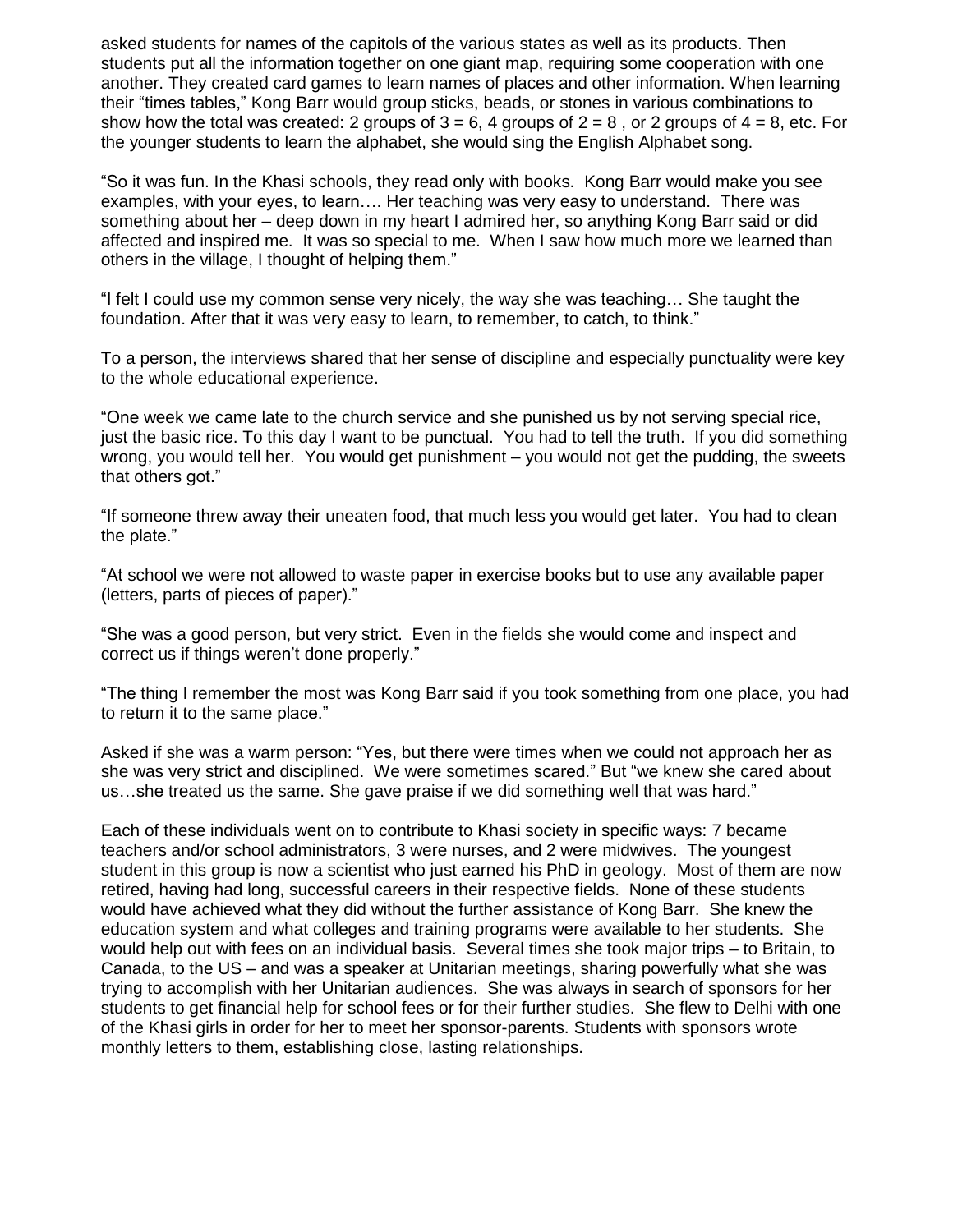asked students for names of the capitols of the various states as well as its products. Then students put all the information together on one giant map, requiring some cooperation with one another. They created card games to learn names of places and other information. When learning their "times tables," Kong Barr would group sticks, beads, or stones in various combinations to show how the total was created: 2 groups of 3 = 6, 4 groups of 2 = 8 , or 2 groups of 4 = 8, etc. For the younger students to learn the alphabet, she would sing the English Alphabet song.

"So it was fun. In the Khasi schools, they read only with books. Kong Barr would make you see examples, with your eyes, to learn…. Her teaching was very easy to understand. There was something about her – deep down in my heart I admired her, so anything Kong Barr said or did affected and inspired me. It was so special to me. When I saw how much more we learned than others in the village, I thought of helping them."

"I felt I could use my common sense very nicely, the way she was teaching… She taught the foundation. After that it was very easy to learn, to remember, to catch, to think."

To a person, the interviews shared that her sense of discipline and especially punctuality were key to the whole educational experience.

"One week we came late to the church service and she punished us by not serving special rice, just the basic rice. To this day I want to be punctual. You had to tell the truth. If you did something wrong, you would tell her. You would get punishment – you would not get the pudding, the sweets that others got."

"If someone threw away their uneaten food, that much less you would get later. You had to clean the plate."

"At school we were not allowed to waste paper in exercise books but to use any available paper (letters, parts of pieces of paper)."

"She was a good person, but very strict. Even in the fields she would come and inspect and correct us if things weren't done properly."

"The thing I remember the most was Kong Barr said if you took something from one place, you had to return it to the same place."

Asked if she was a warm person: "Yes, but there were times when we could not approach her as she was very strict and disciplined. We were sometimes scared." But "we knew she cared about us…she treated us the same. She gave praise if we did something well that was hard."

Each of these individuals went on to contribute to Khasi society in specific ways: 7 became teachers and/or school administrators, 3 were nurses, and 2 were midwives. The youngest student in this group is now a scientist who just earned his PhD in geology. Most of them are now retired, having had long, successful careers in their respective fields. None of these students would have achieved what they did without the further assistance of Kong Barr. She knew the education system and what colleges and training programs were available to her students. She would help out with fees on an individual basis. Several times she took major trips – to Britain, to Canada, to the US – and was a speaker at Unitarian meetings, sharing powerfully what she was trying to accomplish with her Unitarian audiences. She was always in search of sponsors for her students to get financial help for school fees or for their further studies. She flew to Delhi with one of the Khasi girls in order for her to meet her sponsor-parents. Students with sponsors wrote monthly letters to them, establishing close, lasting relationships.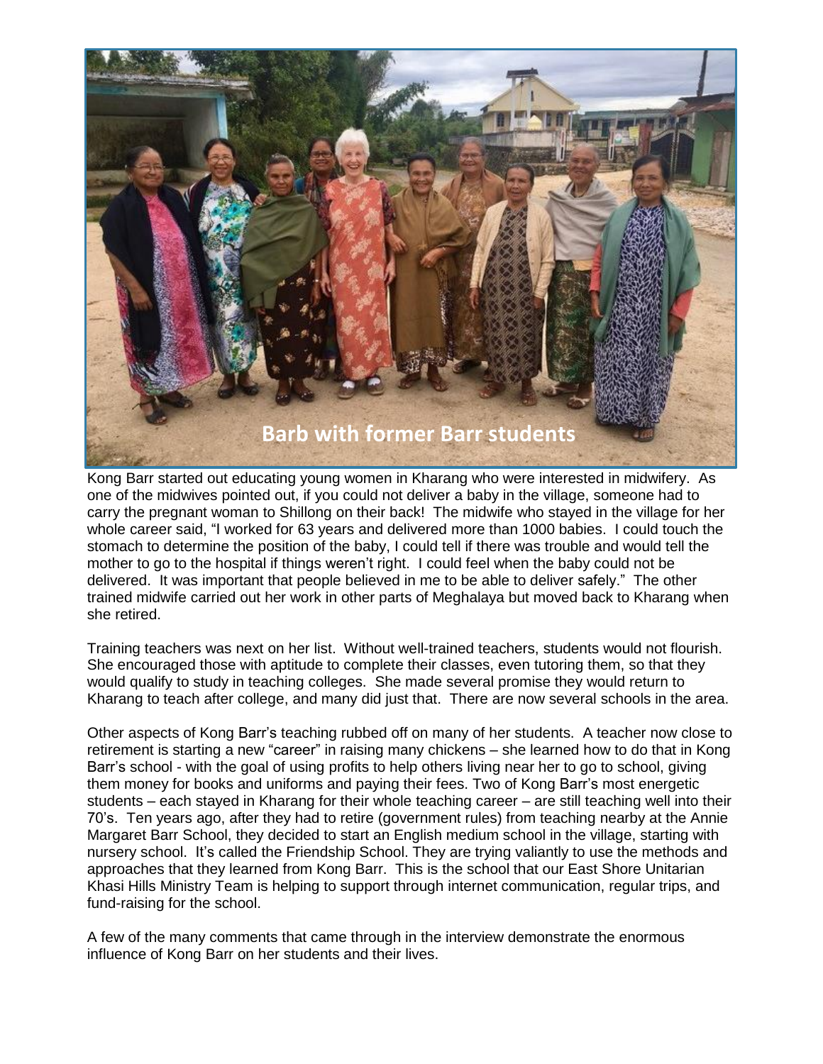Barb with former Barr students

Kong Barr started out educating young women in Kharang who were interested in midwifery. As one of the midwives pointed out, if you could not deliver a baby in the village, someone had to carry the pregnant woman to Shillong on their back! The midwife who stayed in the village for her whole career said, "I worked for 63 years and delivered more than 1000 babies. I could touch the stomach to determine the position of the baby, I could tell if there was trouble and would tell the mother to go to the hospital if things weren't right. I could feel when the baby could not be delivered. It was important that people believed in me to be able to deliver safely." The other trained midwife carried out her work in other parts of Meghalaya but moved back to Kharang when she retired.

Training teachers was next on her list. Without well-trained teachers, students would not flourish. She encouraged those with aptitude to complete their classes, even tutoring them, so that they would qualify to study in teaching colleges. She made several promise they would return to Kharang to teach after college, and many did just that. There are now several schools in the area.

Other aspects of Kong Barr's teaching rubbed off on many of her students. A teacher now close to retirement is starting a new "career" in raising many chickens – she learned how to do that in Kong Barr's school - with the goal of using profits to help others living near her to go to school, giving them money for books and uniforms and paying their fees. Two of Kong Barr's most energetic students – each stayed in Kharang for their whole teaching career – are still teaching well into their 70's. Ten years ago, after they had to retire (government rules) from teaching nearby at the Annie Margaret Barr School, they decided to start an English medium school in the village, starting with nursery school. It's called the Friendship School. They are trying valiantly to use the methods and approaches that they learned from Kong Barr. This is the school that our East Shore Unitarian Khasi Hills Ministry Team is helping to support through internet communication, regular trips, and fund-raising for the school.

A few of the many comments that came through in the interview demonstrate the enormous influence of Kong Barr on her students and their lives.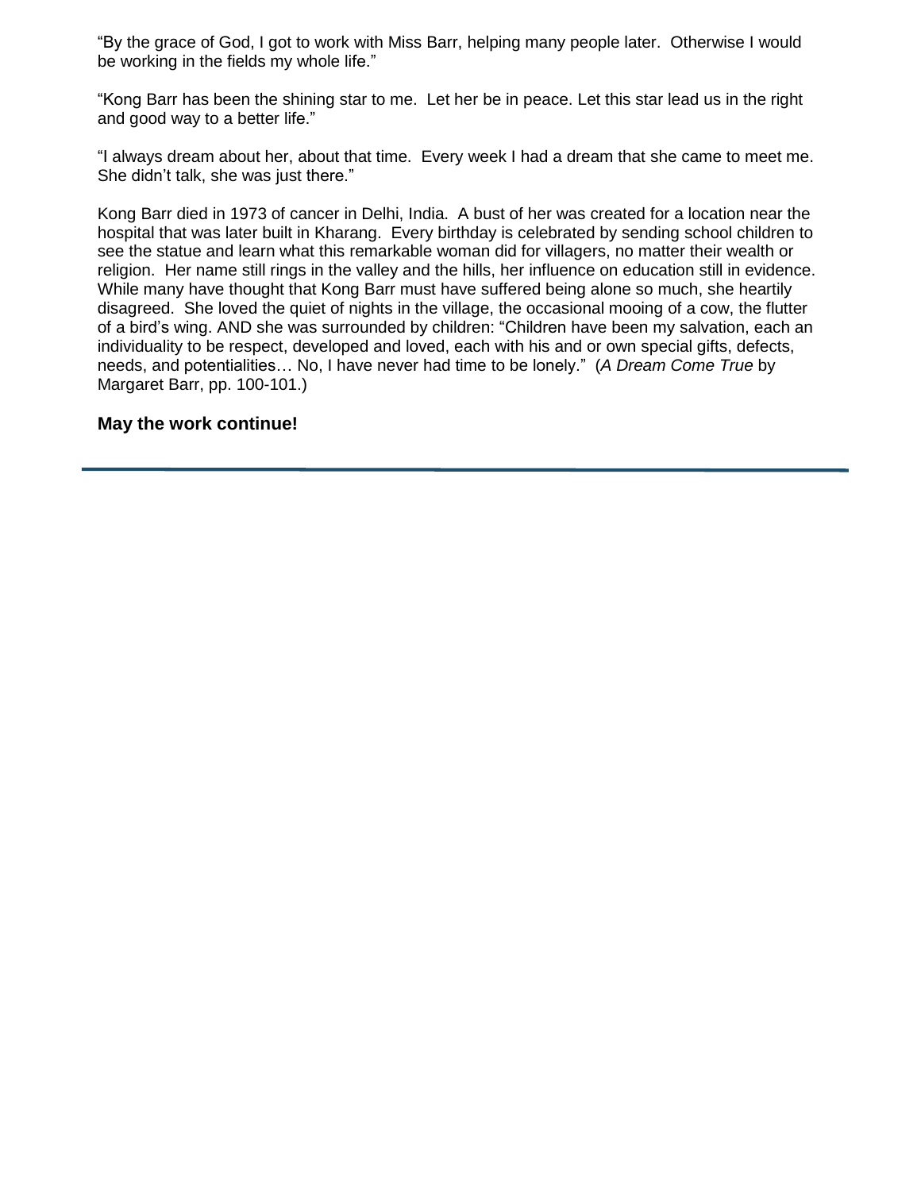"By the grace of God, I got to work with Miss Barr, helping many people later. Otherwise I would be working in the fields my whole life."

"Kong Barr has been the shining star to me. Let her be in peace. Let this star lead us in the right and good way to a better life."

"I always dream about her, about that time. Every week I had a dream that she came to meet me. She didn't talk, she was just there."

Kong Barr died in 1973 of cancer in Delhi, India. A bust of her was created for a location near the hospital that was later built in Kharang. Every birthday is celebrated by sending school children to see the statue and learn what this remarkable woman did for villagers, no matter their wealth or religion. Her name still rings in the valley and the hills, her influence on education still in evidence. While many have thought that Kong Barr must have suffered being alone so much, she heartily disagreed. She loved the quiet of nights in the village, the occasional mooing of a cow, the flutter of a bird's wing. AND she was surrounded by children: "Children have been my salvation, each an individuality to be respect, developed and loved, each with his and or own special gifts, defects, needs, and potentialities… No, I have never had time to be lonely." (*A Dream Come True* by Margaret Barr, pp. 100-101.)

**May the work continue!**

---